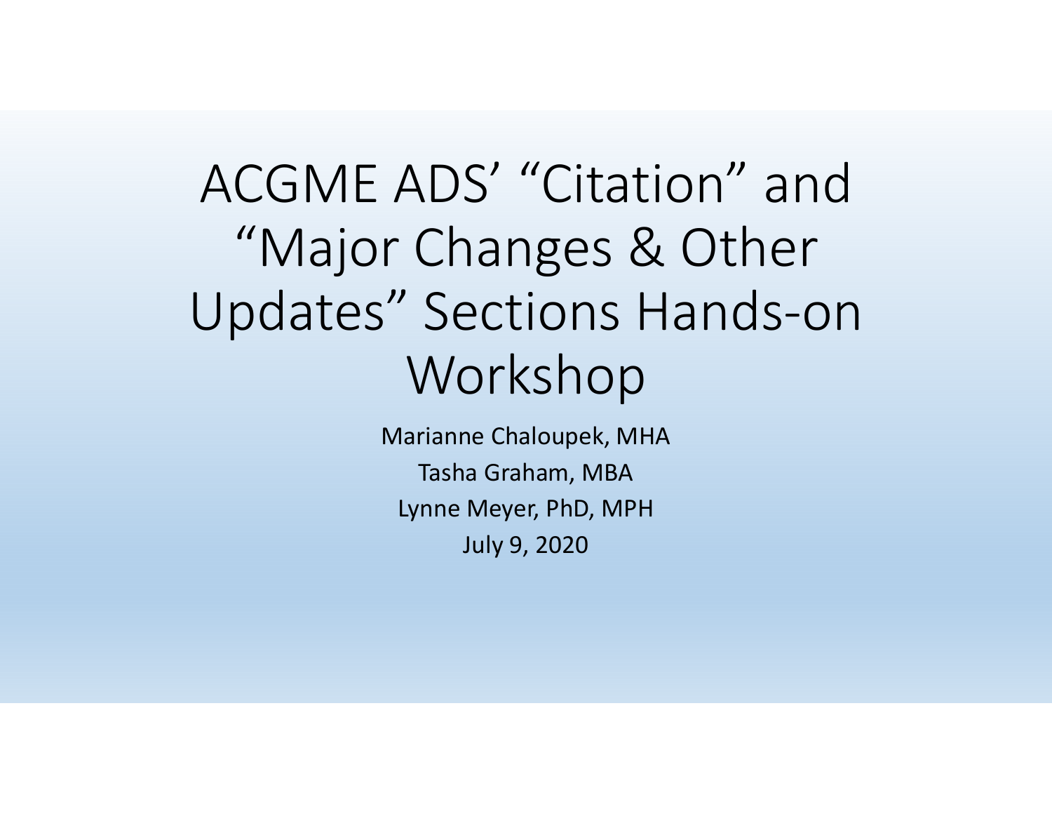# ACGME ADS' "Citation" and "Major Changes & Other Updates" Sections Hands-on Workshop

Marianne Chaloupek, MHA

Tasha Graham, MBA

Lynne Meyer, PhD, MPH

July 9, 2020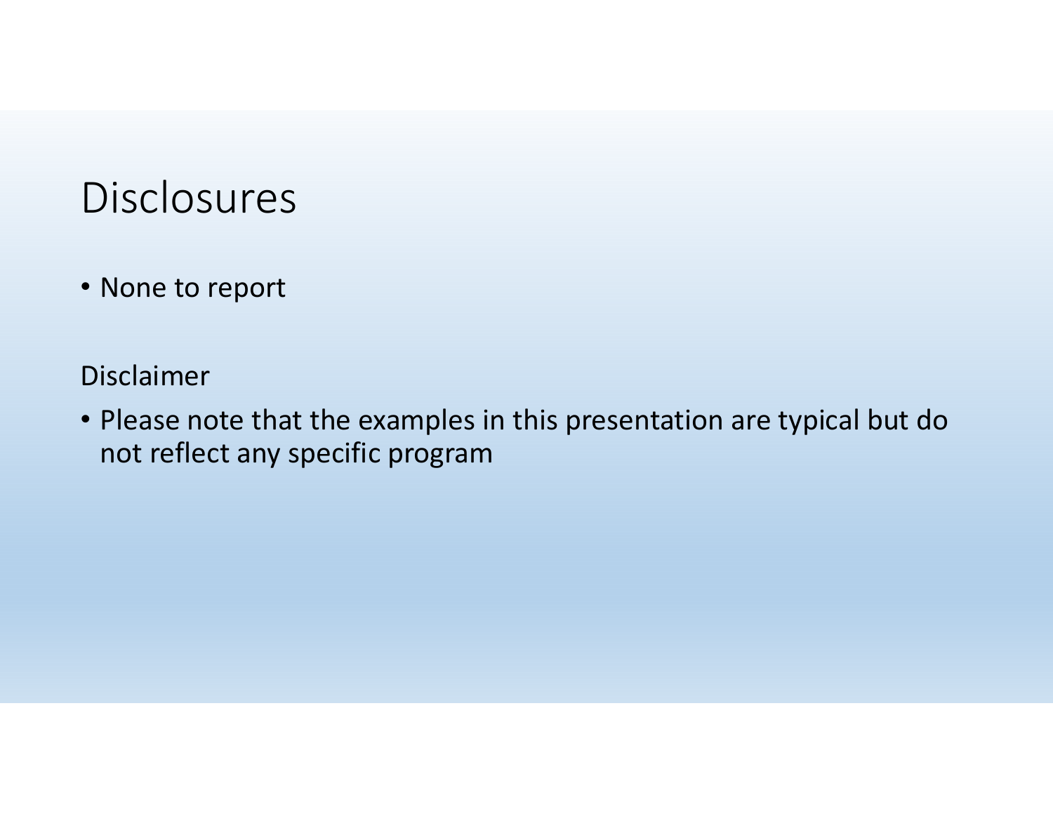# Disclosures

- None to report

Disclaimer

- Please note that the examples in this presentation are typical but do not reflect any specific program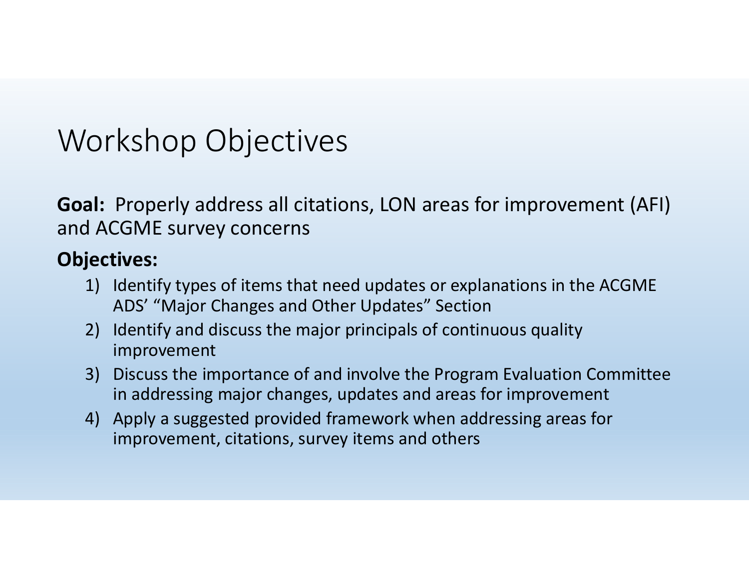# Workshop Objectives

**Goal:** Properly address all citations, LON areas for improvement (AFI) and ACGME survey concerns

**Objectives:**

1) Identify types of items that need updates or explanations in the ACGME ADS' "Major Changes and Other Updates" Section
2) Identify and discuss the major principals of continuous quality improvement
3) Discuss the importance of and involve the Program Evaluation Committee in addressing major changes, updates and areas for improvement
4) Apply a suggested provided framework when addressing areas for improvement, citations, survey items and others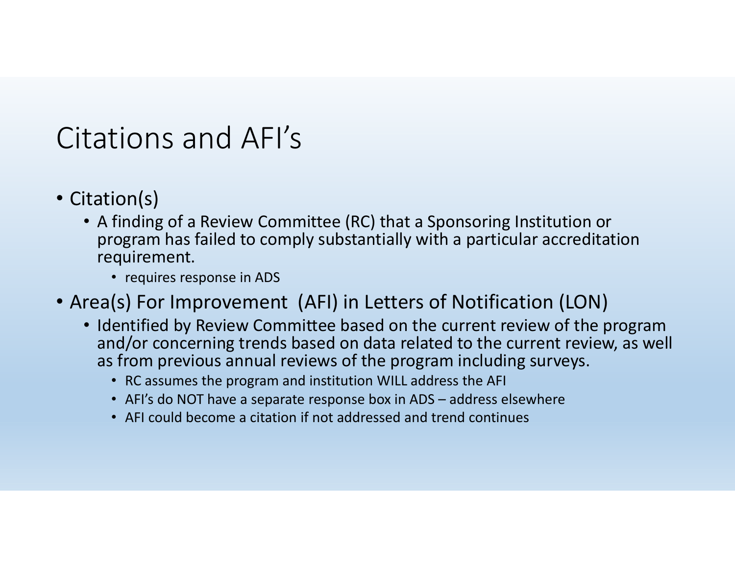# Citations and AFI's

- Citation(s)
  - A finding of a Review Committee (RC) that a Sponsoring Institution or program has failed to comply substantially with a particular accreditation requirement.
    - requires response in ADS
- Area(s) For Improvement (AFI) in Letters of Notification (LON)
  - Identified by Review Committee based on the current review of the program and/or concerning trends based on data related to the current review, as well as from previous annual reviews of the program including surveys.
    - RC assumes the program and institution WILL address the AFI
    - AFI's do NOT have a separate response box in ADS – address elsewhere
    - AFI could become a citation if not addressed and trend continues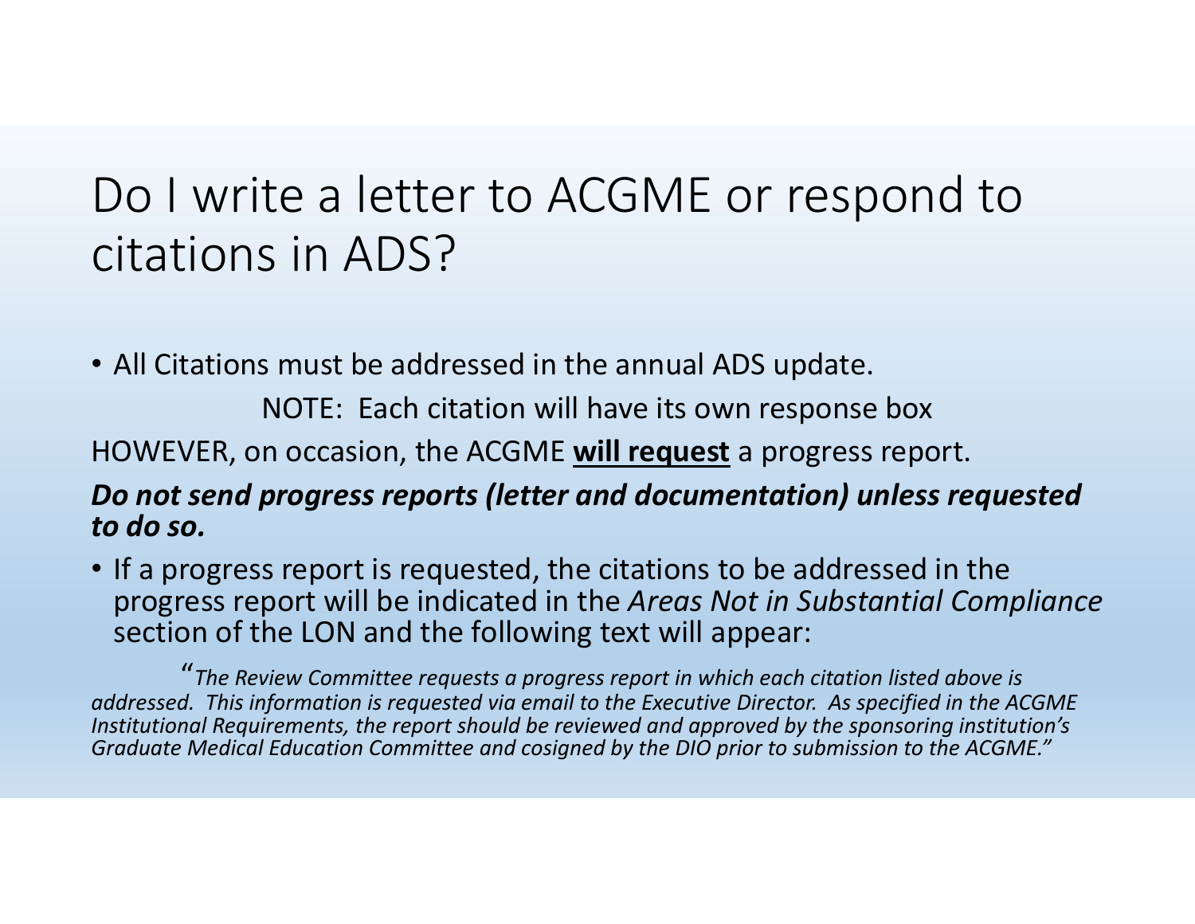# Do I write a letter to ACGME or respond to citations in ADS?

- All Citations must be addressed in the annual ADS update.

  NOTE: Each citation will have its own response box

HOWEVER, on occasion, the ACGME **<u>will request</u>** a progress report.

***Do not send progress reports (letter and documentation) unless requested to do so.***

- If a progress report is requested, the citations to be addressed in the progress report will be indicated in the *Areas Not in Substantial Compliance* section of the LON and the following text will appear:

*"The Review Committee requests a progress report in which each citation listed above is addressed. This information is requested via email to the Executive Director. As specified in the ACGME Institutional Requirements, the report should be reviewed and approved by the sponsoring institution's Graduate Medical Education Committee and cosigned by the DIO prior to submission to the ACGME."*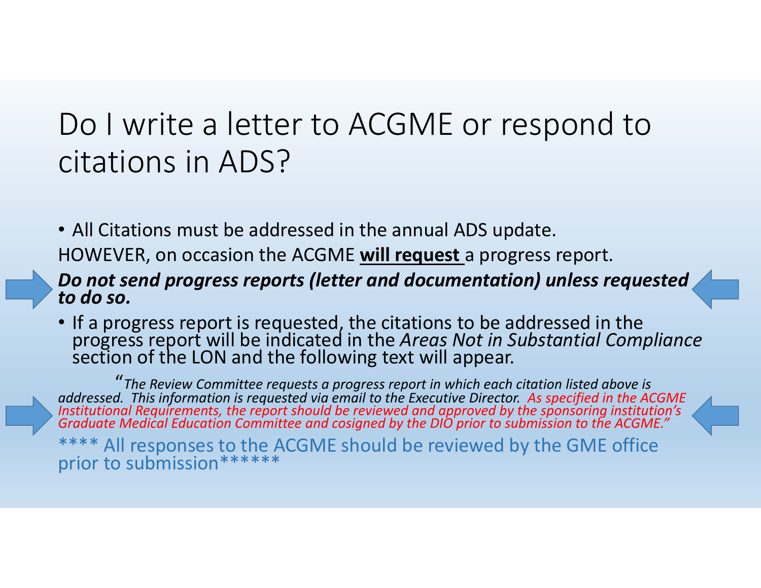# Do I write a letter to ACGME or respond to citations in ADS?

- All Citations must be addressed in the annual ADS update.

HOWEVER, on occasion the ACGME **will request** a progress report.

***Do not send progress reports (letter and documentation) unless requested to do so.***

- If a progress report is requested, the citations to be addressed in the progress report will be indicated in the *Areas Not in Substantial Compliance* section of the LON and the following text will appear.

*"The Review Committee requests a progress report in which each citation listed above is addressed. This information is requested via email to the Executive Director. As specified in the ACGME Institutional Requirements, the report should be reviewed and approved by the sponsoring institution's Graduate Medical Education Committee and cosigned by the DIO prior to submission to the ACGME."*

**** All responses to the ACGME should be reviewed by the GME office prior to submission******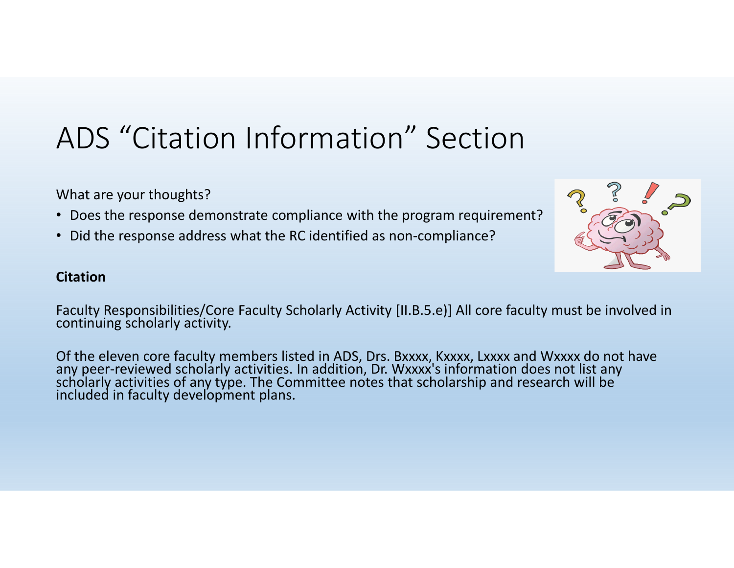# ADS "Citation Information" Section

What are your thoughts?

- Does the response demonstrate compliance with the program requirement?
- Did the response address what the RC identified as non-compliance?

**Citation**

Faculty Responsibilities/Core Faculty Scholarly Activity [II.B.5.e)] All core faculty must be involved in continuing scholarly activity.

Of the eleven core faculty members listed in ADS, Drs. Bxxxx, Kxxxx, Lxxxx and Wxxxx do not have any peer-reviewed scholarly activities. In addition, Dr. Wxxxx's information does not list any scholarly activities of any type. The Committee notes that scholarship and research will be included in faculty development plans.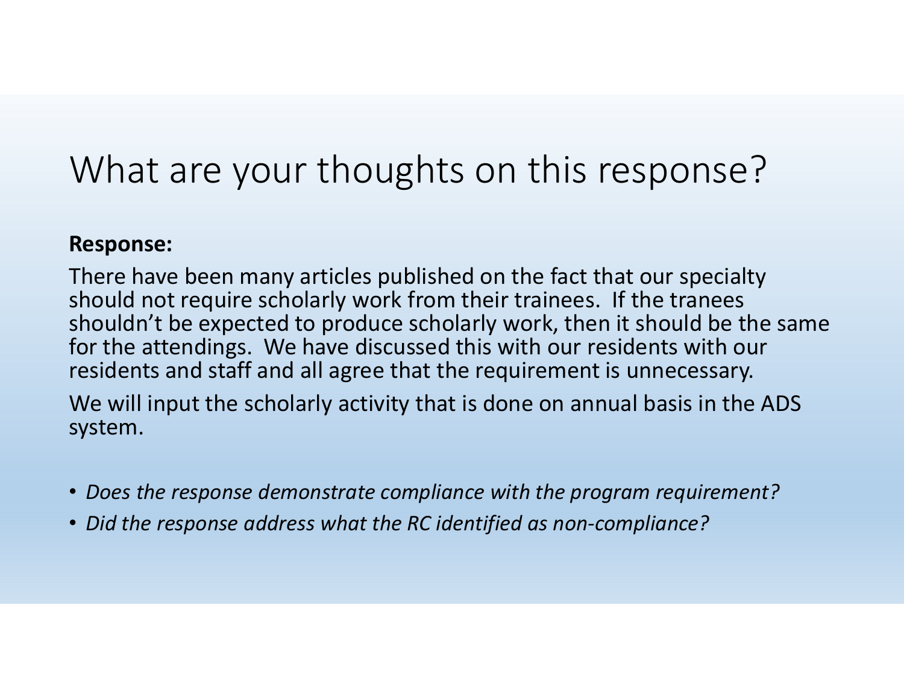# What are your thoughts on this response?

**Response:**

There have been many articles published on the fact that our specialty should not require scholarly work from their trainees. If the tranees shouldn't be expected to produce scholarly work, then it should be the same for the attendings. We have discussed this with our residents with our residents and staff and all agree that the requirement is unnecessary.

We will input the scholarly activity that is done on annual basis in the ADS system.

- *Does the response demonstrate compliance with the program requirement?*
- *Did the response address what the RC identified as non-compliance?*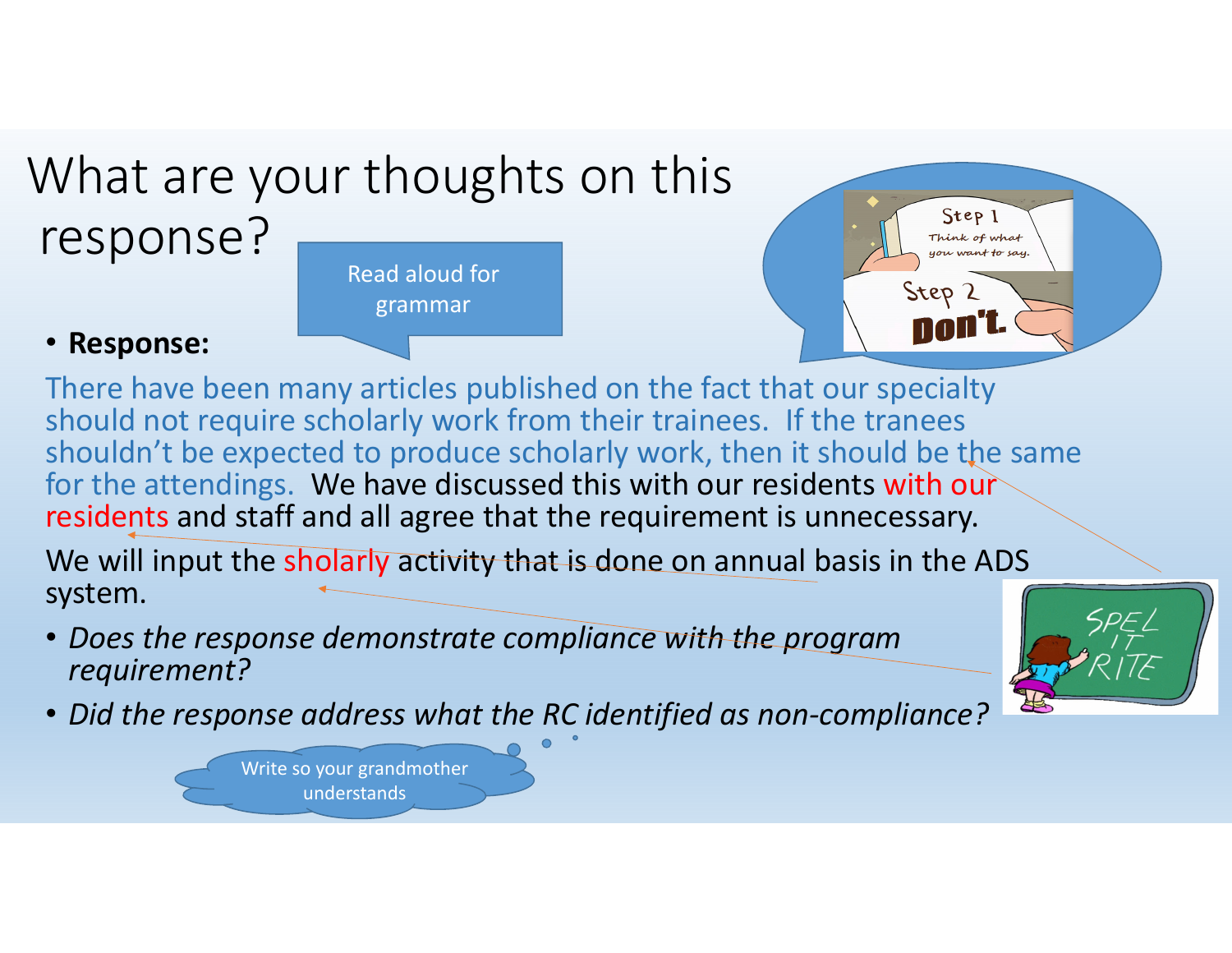# What are your thoughts on this response?

Read aloud for grammar

- **Response:**

There have been many articles published on the fact that our specialty should not require scholarly work from their trainees. If the tranees shouldn't be expected to produce scholarly work, then it should be the same for the attendings. We have discussed this with our residents with our residents and staff and all agree that the requirement is unnecessary.

We will input the sholarly activity that is done on annual basis in the ADS system.

- *Does the response demonstrate compliance with the program requirement?*
- *Did the response address what the RC identified as non-compliance?*

Write so your grandmother understands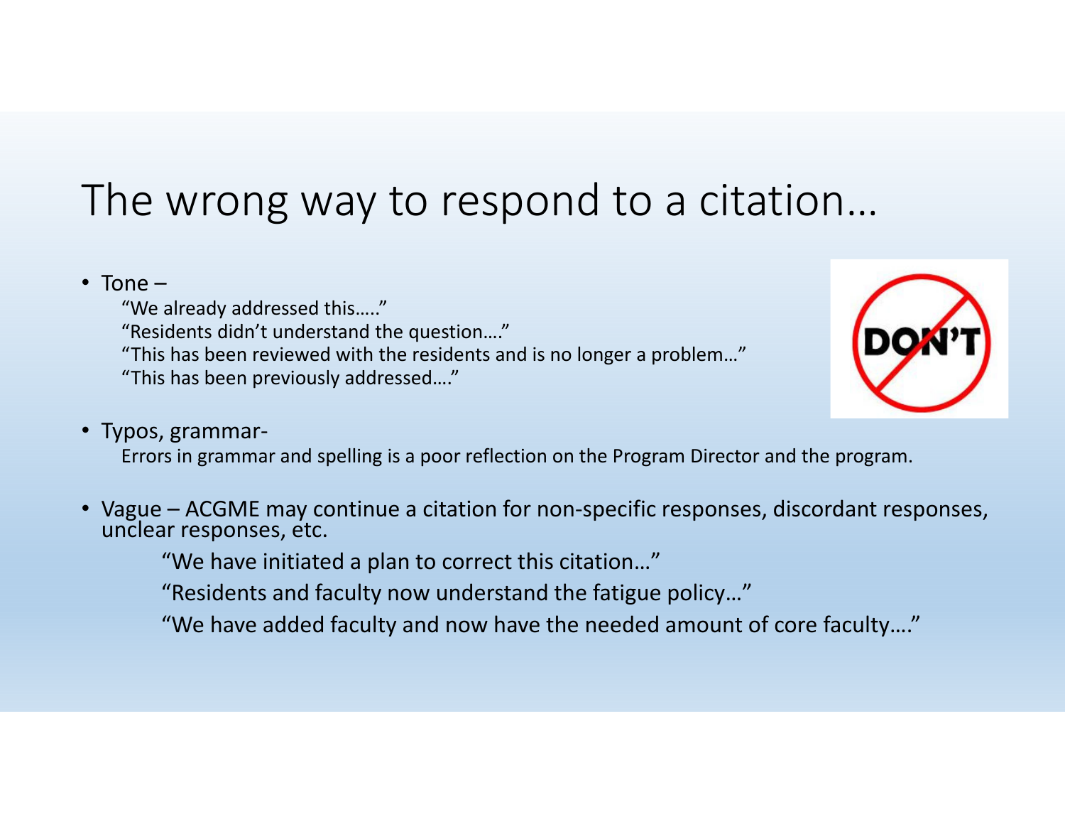# The wrong way to respond to a citation…

- Tone –

  "We already addressed this….."
  "Residents didn't understand the question…."
  "This has been reviewed with the residents and is no longer a problem…"
  "This has been previously addressed…."

- Typos, grammar-

  Errors in grammar and spelling is a poor reflection on the Program Director and the program.

- Vague – ACGME may continue a citation for non-specific responses, discordant responses, unclear responses, etc.

  "We have initiated a plan to correct this citation…"

  "Residents and faculty now understand the fatigue policy…"

  "We have added faculty and now have the needed amount of core faculty…."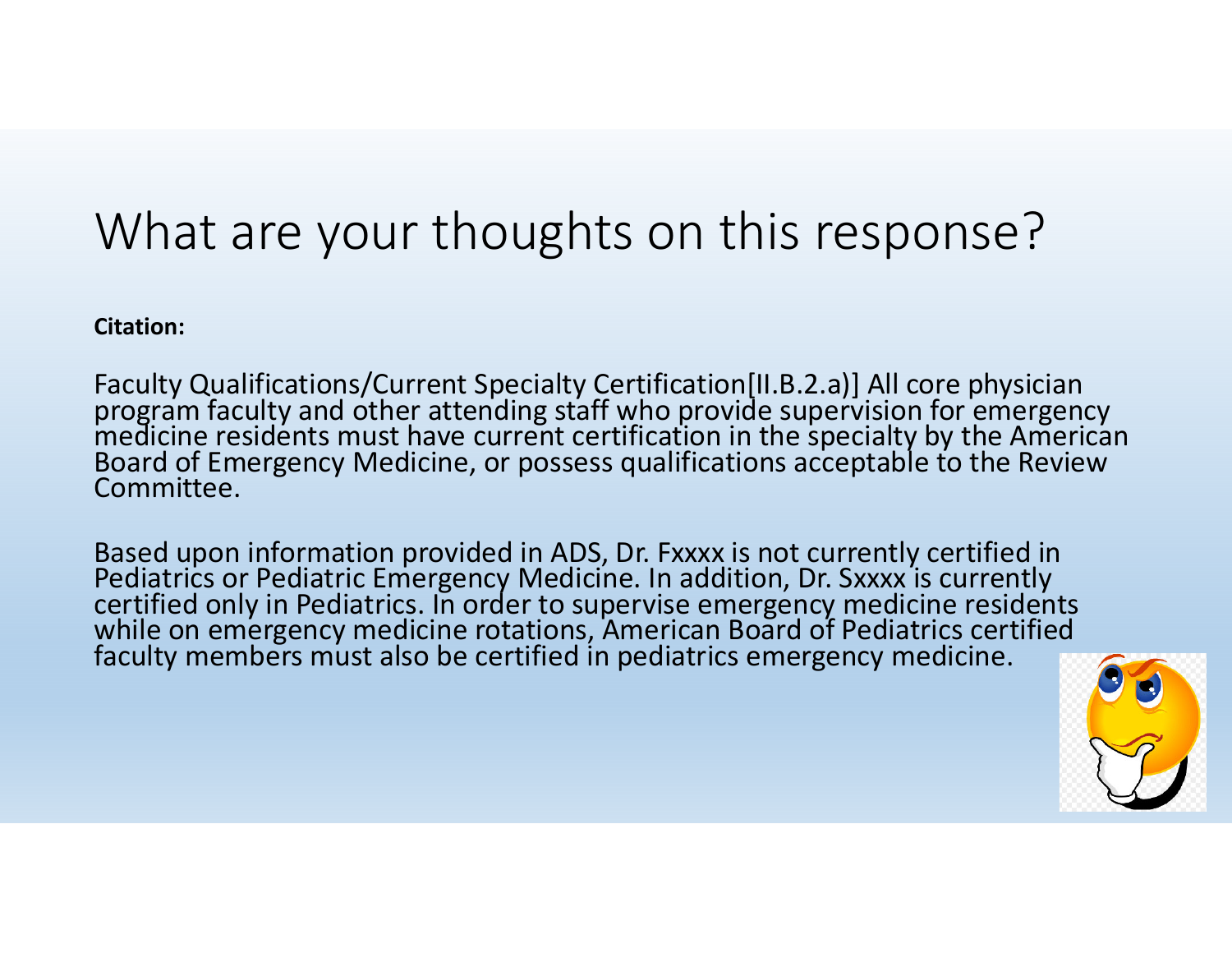# What are your thoughts on this response?

**Citation:**

Faculty Qualifications/Current Specialty Certification[II.B.2.a)] All core physician program faculty and other attending staff who provide supervision for emergency medicine residents must have current certification in the specialty by the American Board of Emergency Medicine, or possess qualifications acceptable to the Review Committee.

Based upon information provided in ADS, Dr. Fxxxx is not currently certified in Pediatrics or Pediatric Emergency Medicine. In addition, Dr. Sxxxx is currently certified only in Pediatrics. In order to supervise emergency medicine residents while on emergency medicine rotations, American Board of Pediatrics certified faculty members must also be certified in pediatrics emergency medicine.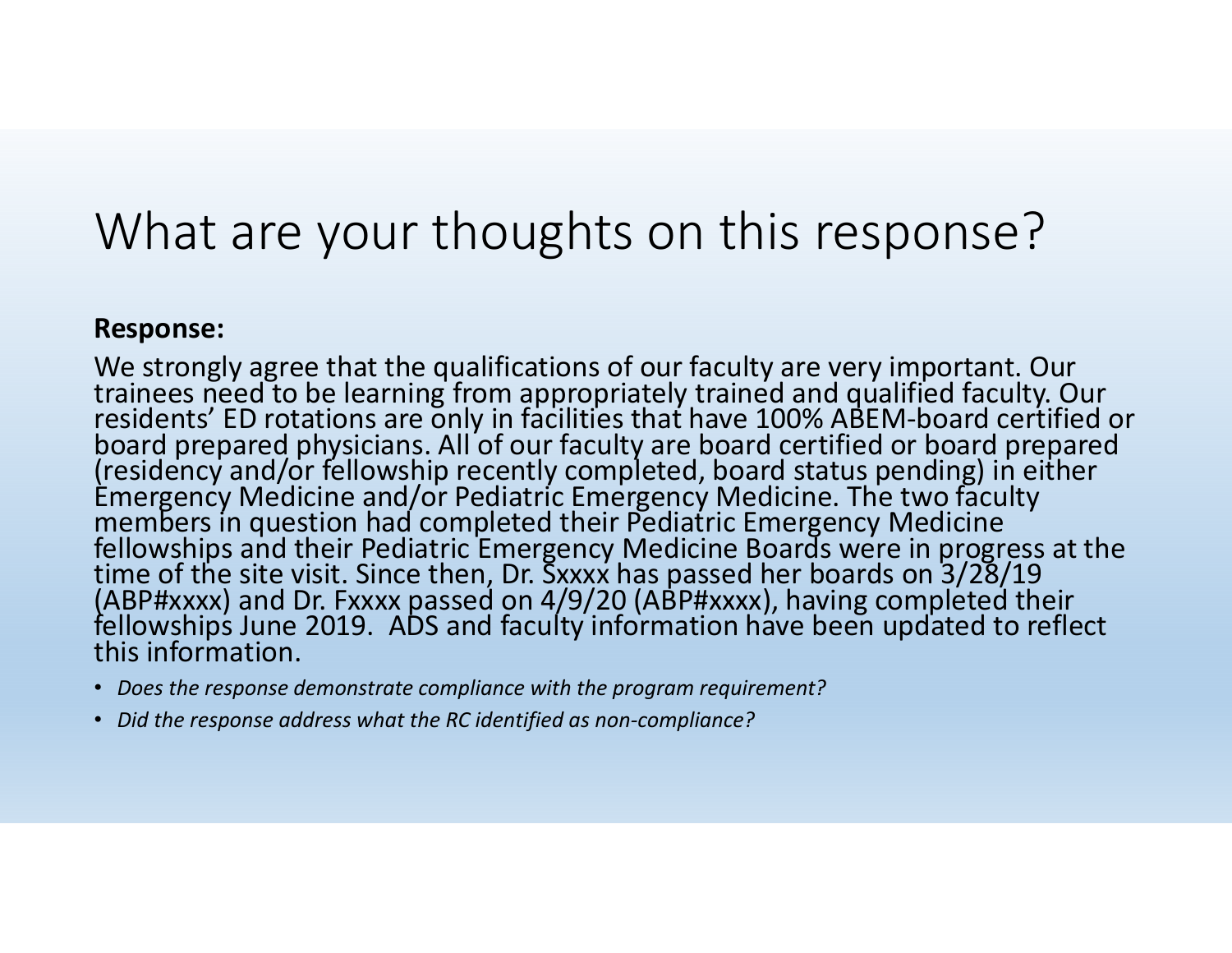# What are your thoughts on this response?

**Response:**

We strongly agree that the qualifications of our faculty are very important. Our trainees need to be learning from appropriately trained and qualified faculty. Our residents' ED rotations are only in facilities that have 100% ABEM-board certified or board prepared physicians. All of our faculty are board certified or board prepared (residency and/or fellowship recently completed, board status pending) in either Emergency Medicine and/or Pediatric Emergency Medicine. The two faculty members in question had completed their Pediatric Emergency Medicine fellowships and their Pediatric Emergency Medicine Boards were in progress at the time of the site visit. Since then, Dr. Sxxxx has passed her boards on 3/28/19 (ABP#xxxx) and Dr. Fxxxx passed on 4/9/20 (ABP#xxxx), having completed their fellowships June 2019. ADS and faculty information have been updated to reflect this information.

- *Does the response demonstrate compliance with the program requirement?*
- *Did the response address what the RC identified as non-compliance?*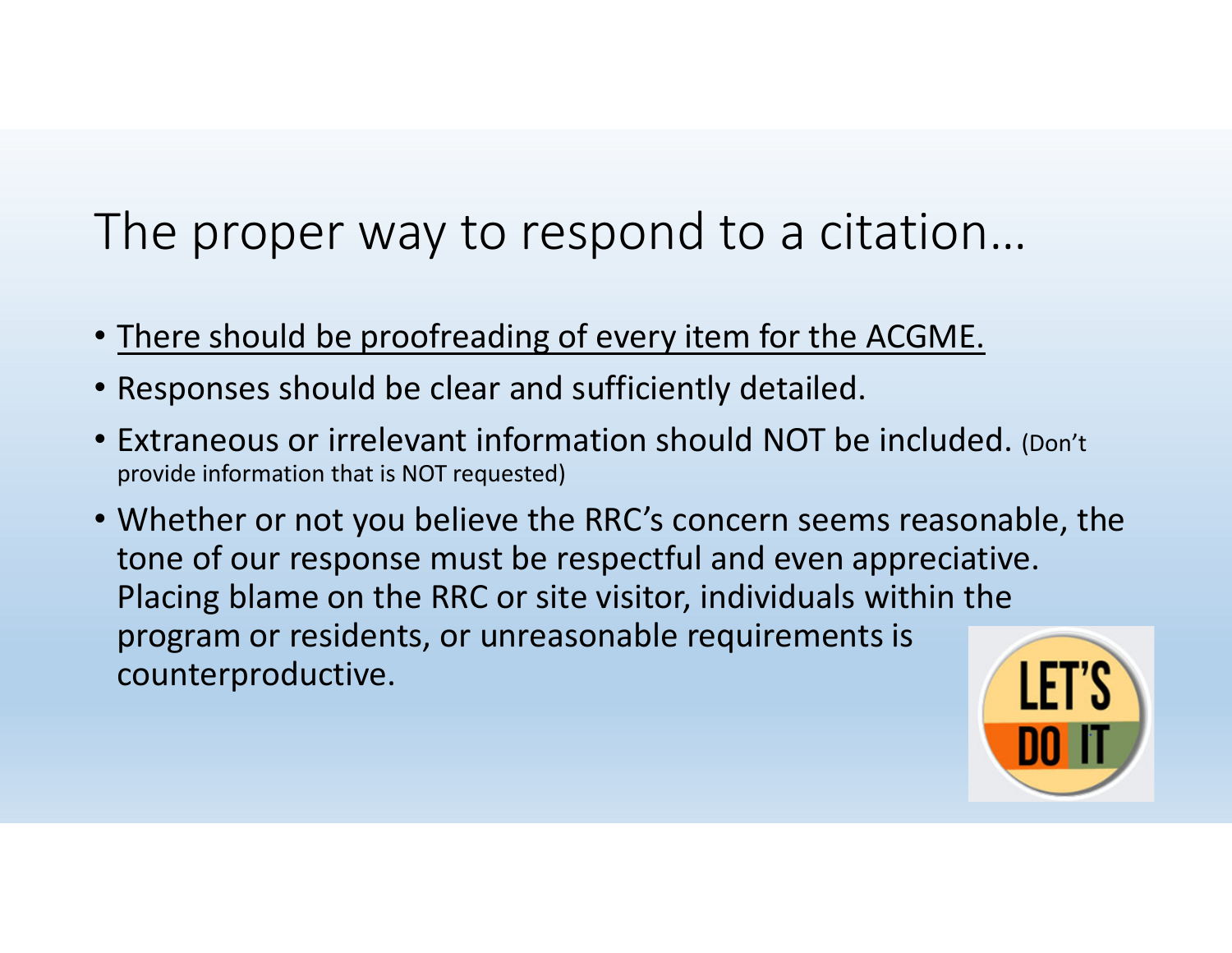# The proper way to respond to a citation…

- <u>There should be proofreading of every item for the ACGME.</u>
- Responses should be clear and sufficiently detailed.
- Extraneous or irrelevant information should NOT be included. (Don't provide information that is NOT requested)
- Whether or not you believe the RRC's concern seems reasonable, the tone of our response must be respectful and even appreciative. Placing blame on the RRC or site visitor, individuals within the program or residents, or unreasonable requirements is counterproductive.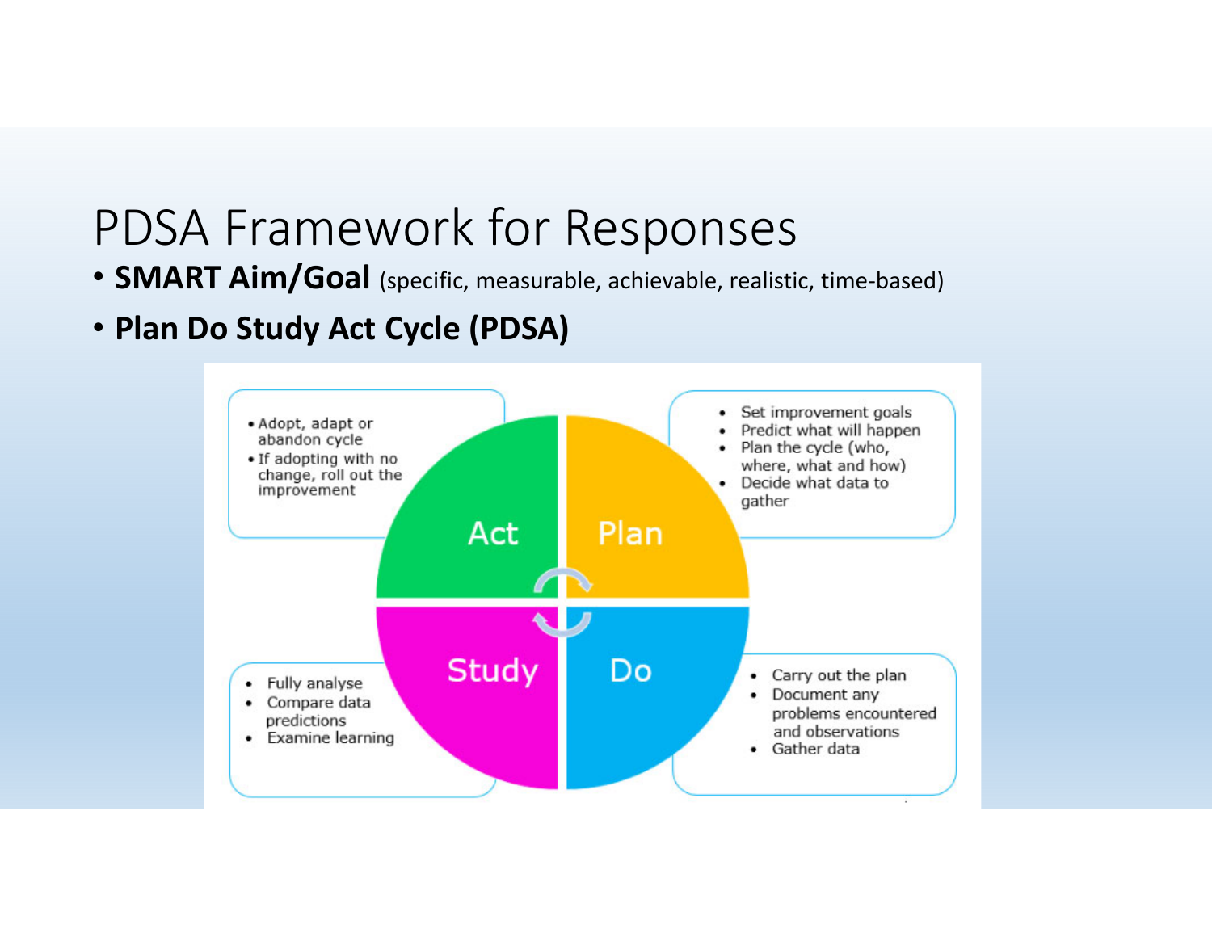# PDSA Framework for Responses

- **SMART Aim/Goal** (specific, measurable, achievable, realistic, time-based)
- **Plan Do Study Act Cycle (PDSA)**

**Act**
- Adopt, adapt or abandon cycle
- If adopting with no change, roll out the improvement

**Plan**
- Set improvement goals
- Predict what will happen
- Plan the cycle (who, where, what and how)
- Decide what data to gather

**Do**
- Carry out the plan
- Document any problems encountered and observations
- Gather data

**Study**
- Fully analyse
- Compare data predictions
- Examine learning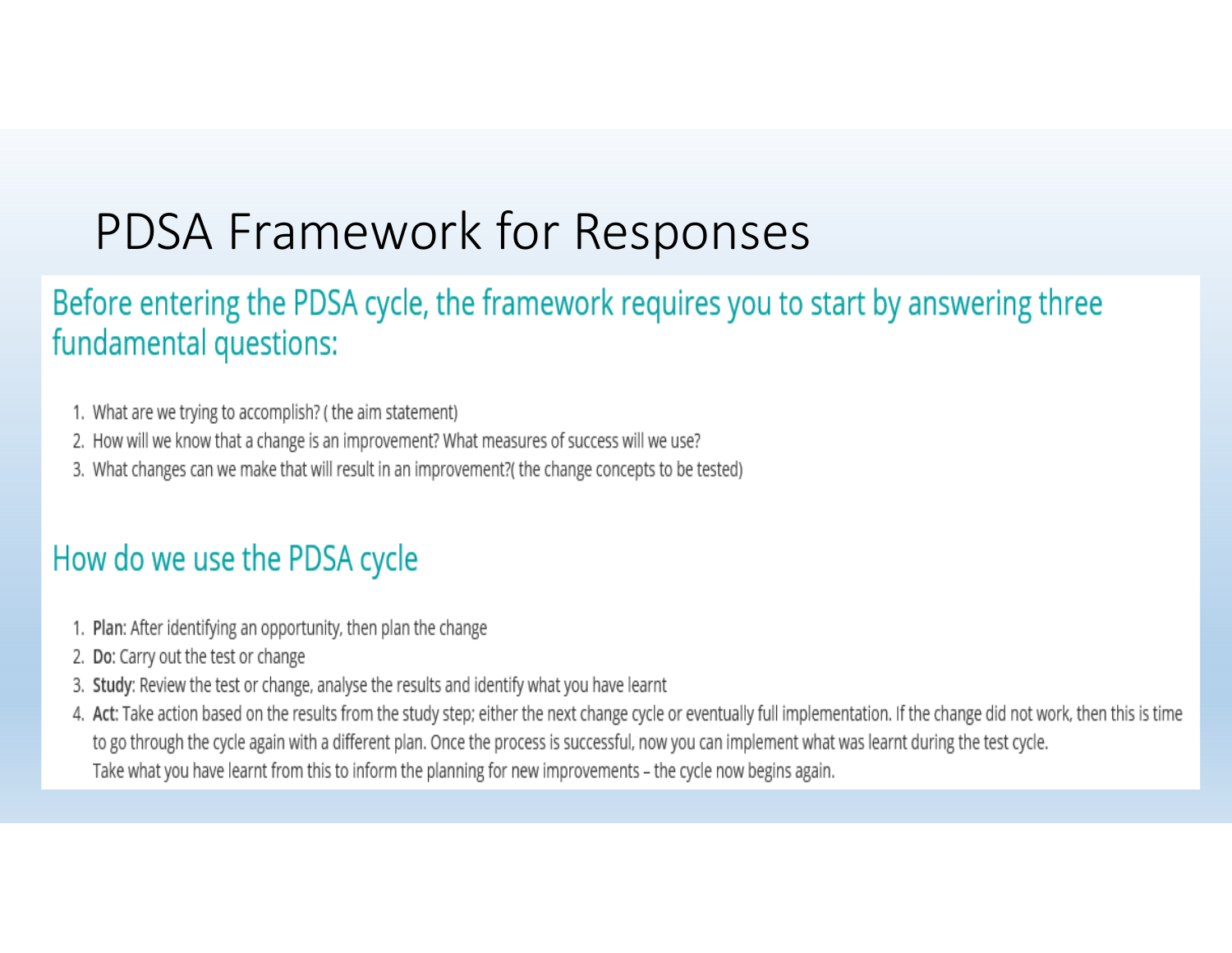# PDSA Framework for Responses

## Before entering the PDSA cycle, the framework requires you to start by answering three fundamental questions:

1. What are we trying to accomplish? ( the aim statement)
2. How will we know that a change is an improvement? What measures of success will we use?
3. What changes can we make that will result in an improvement?( the change concepts to be tested)

## How do we use the PDSA cycle

1. **Plan**: After identifying an opportunity, then plan the change
2. **Do**: Carry out the test or change
3. **Study**: Review the test or change, analyse the results and identify what you have learnt
4. **Act**: Take action based on the results from the study step; either the next change cycle or eventually full implementation. If the change did not work, then this is time to go through the cycle again with a different plan. Once the process is successful, now you can implement what was learnt during the test cycle.
   Take what you have learnt from this to inform the planning for new improvements – the cycle now begins again.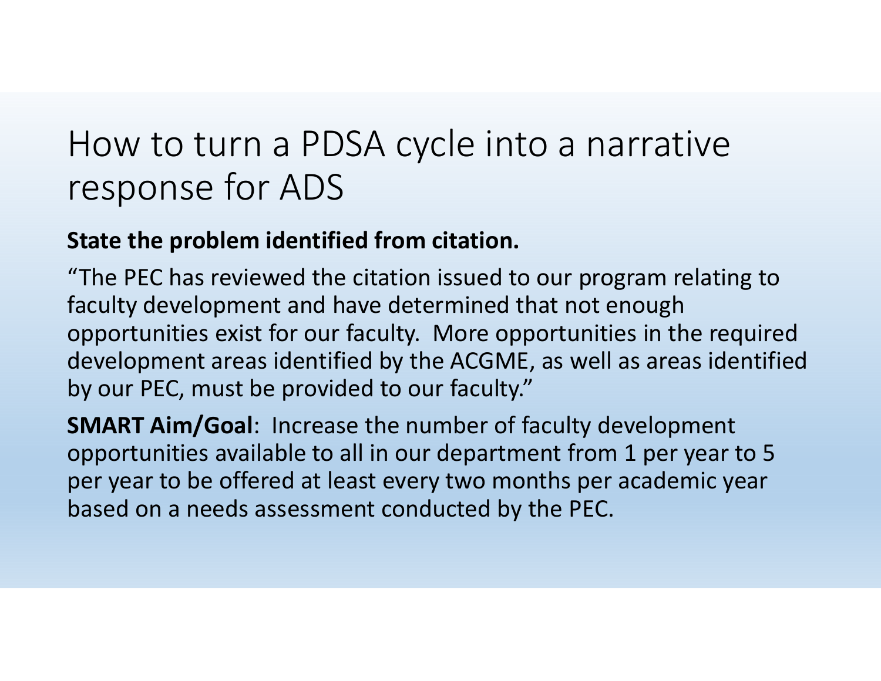# How to turn a PDSA cycle into a narrative response for ADS

**State the problem identified from citation.**

"The PEC has reviewed the citation issued to our program relating to faculty development and have determined that not enough opportunities exist for our faculty. More opportunities in the required development areas identified by the ACGME, as well as areas identified by our PEC, must be provided to our faculty."

**SMART Aim/Goal**: Increase the number of faculty development opportunities available to all in our department from 1 per year to 5 per year to be offered at least every two months per academic year based on a needs assessment conducted by the PEC.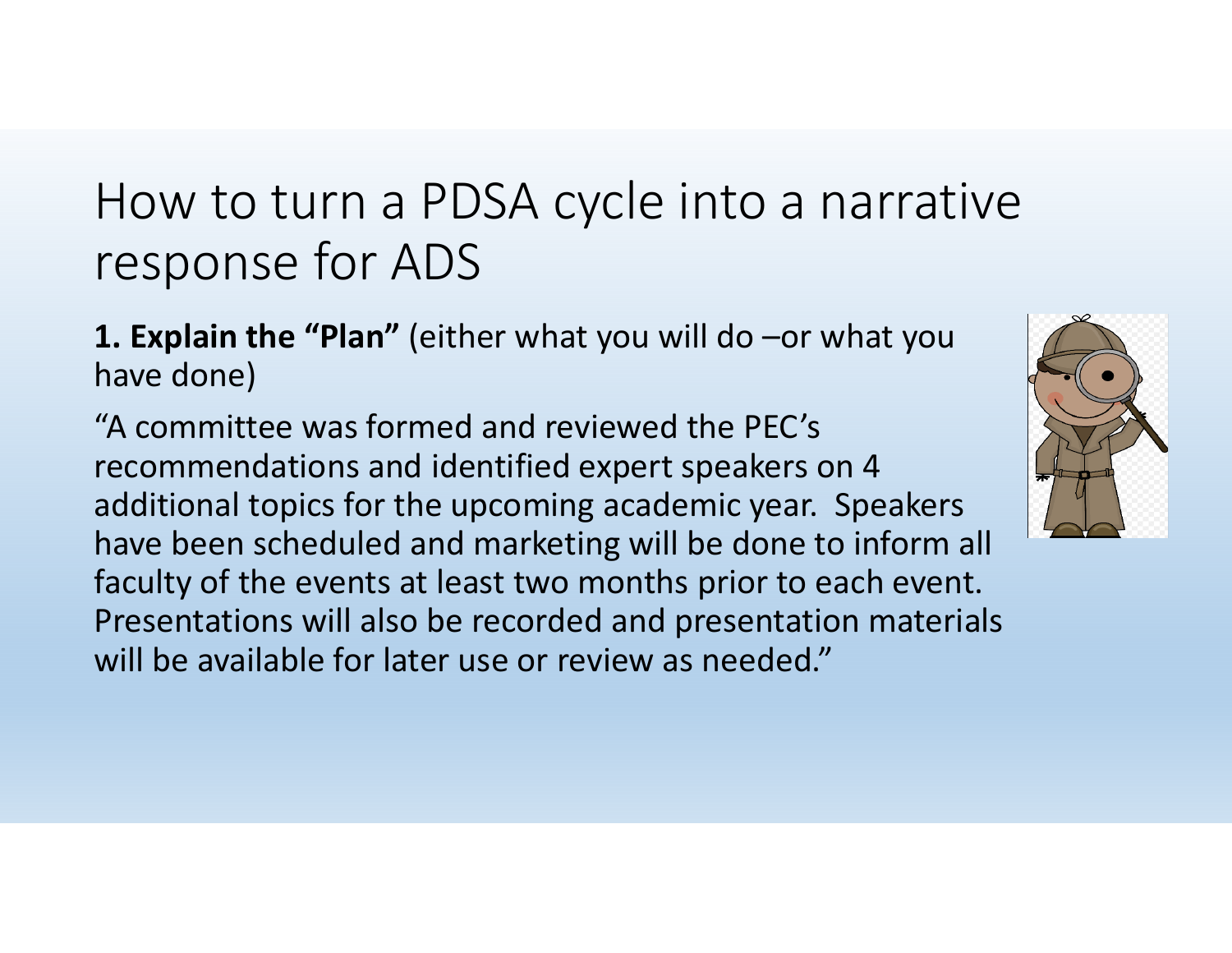# How to turn a PDSA cycle into a narrative response for ADS

**1. Explain the "Plan"** (either what you will do –or what you have done)

"A committee was formed and reviewed the PEC's recommendations and identified expert speakers on 4 additional topics for the upcoming academic year. Speakers have been scheduled and marketing will be done to inform all faculty of the events at least two months prior to each event. Presentations will also be recorded and presentation materials will be available for later use or review as needed."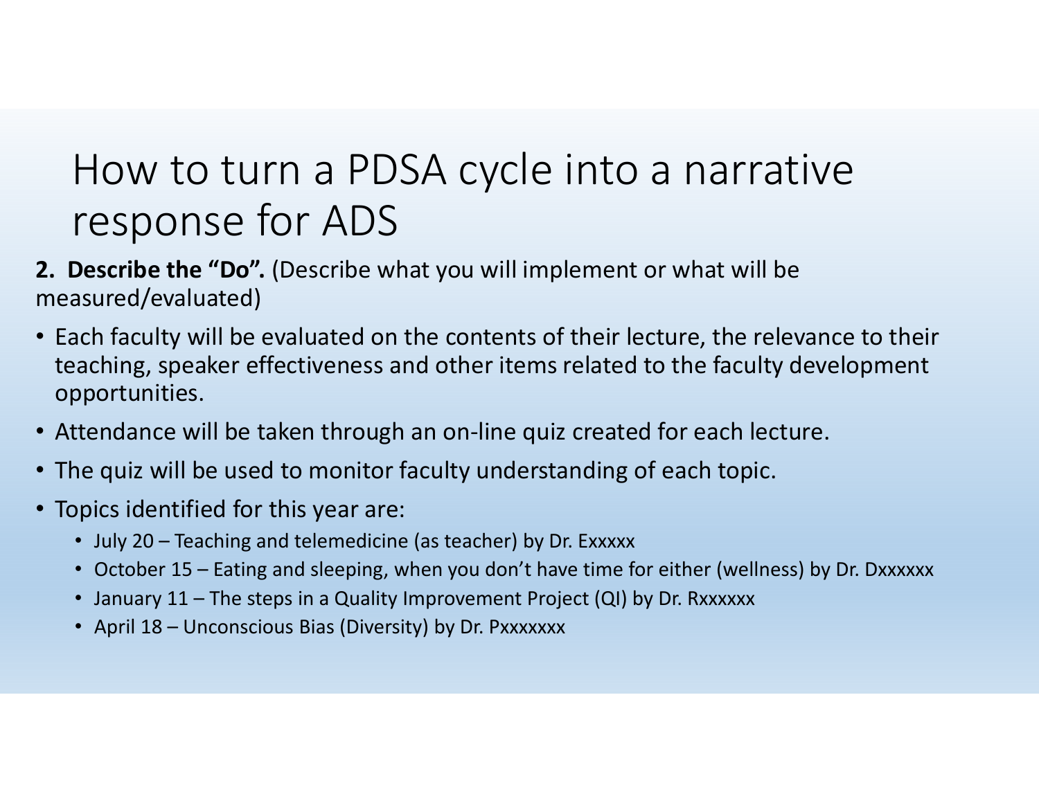# How to turn a PDSA cycle into a narrative response for ADS

**2. Describe the "Do".** (Describe what you will implement or what will be measured/evaluated)

- Each faculty will be evaluated on the contents of their lecture, the relevance to their teaching, speaker effectiveness and other items related to the faculty development opportunities.
- Attendance will be taken through an on-line quiz created for each lecture.
- The quiz will be used to monitor faculty understanding of each topic.
- Topics identified for this year are:
  - July 20 – Teaching and telemedicine (as teacher) by Dr. Exxxxx
  - October 15 – Eating and sleeping, when you don't have time for either (wellness) by Dr. Dxxxxxx
  - January 11 – The steps in a Quality Improvement Project (QI) by Dr. Rxxxxxx
  - April 18 – Unconscious Bias (Diversity) by Dr. Pxxxxxxx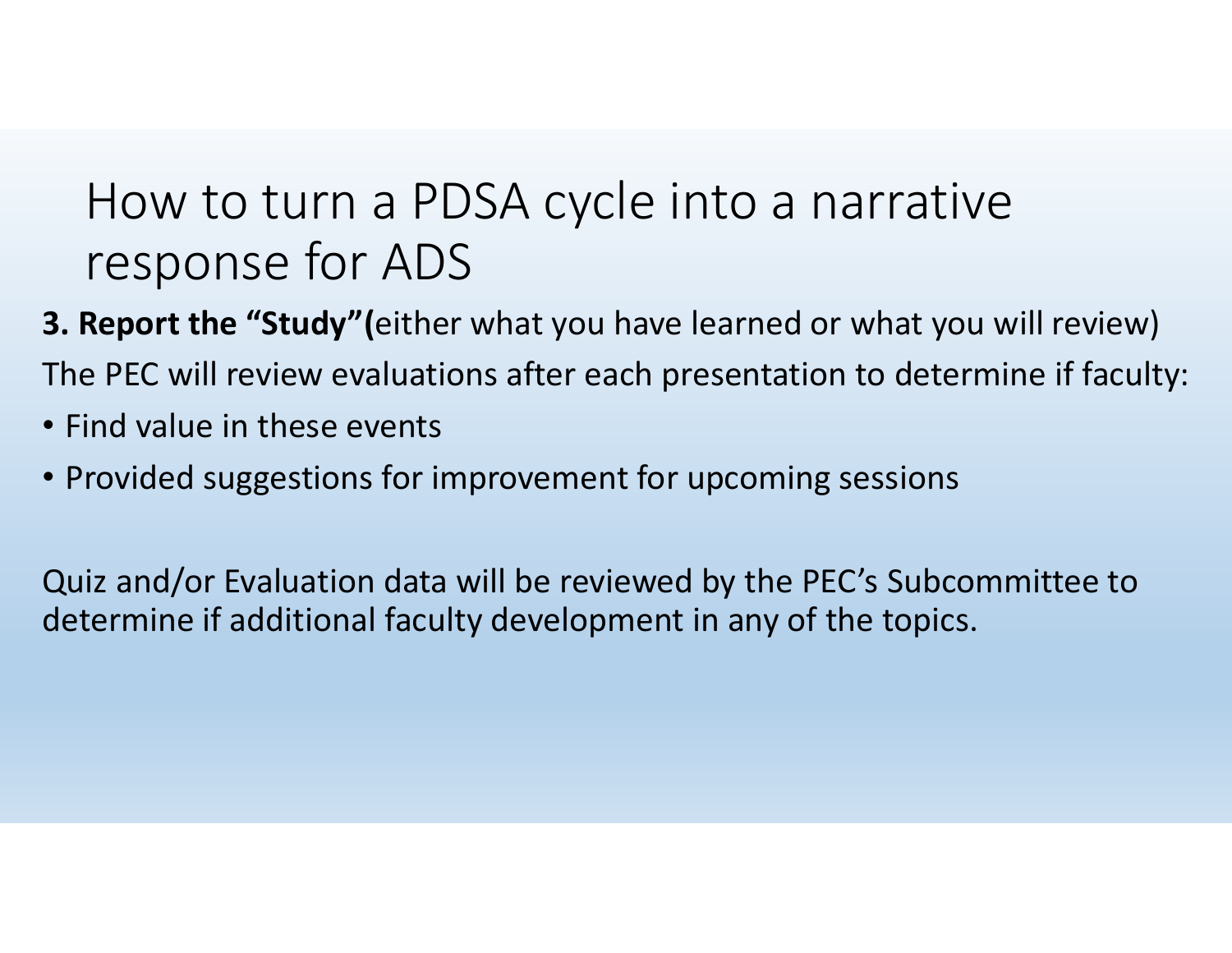# How to turn a PDSA cycle into a narrative response for ADS

**3. Report the "Study"(**either what you have learned or what you will review)

The PEC will review evaluations after each presentation to determine if faculty:

- Find value in these events
- Provided suggestions for improvement for upcoming sessions

Quiz and/or Evaluation data will be reviewed by the PEC's Subcommittee to determine if additional faculty development in any of the topics.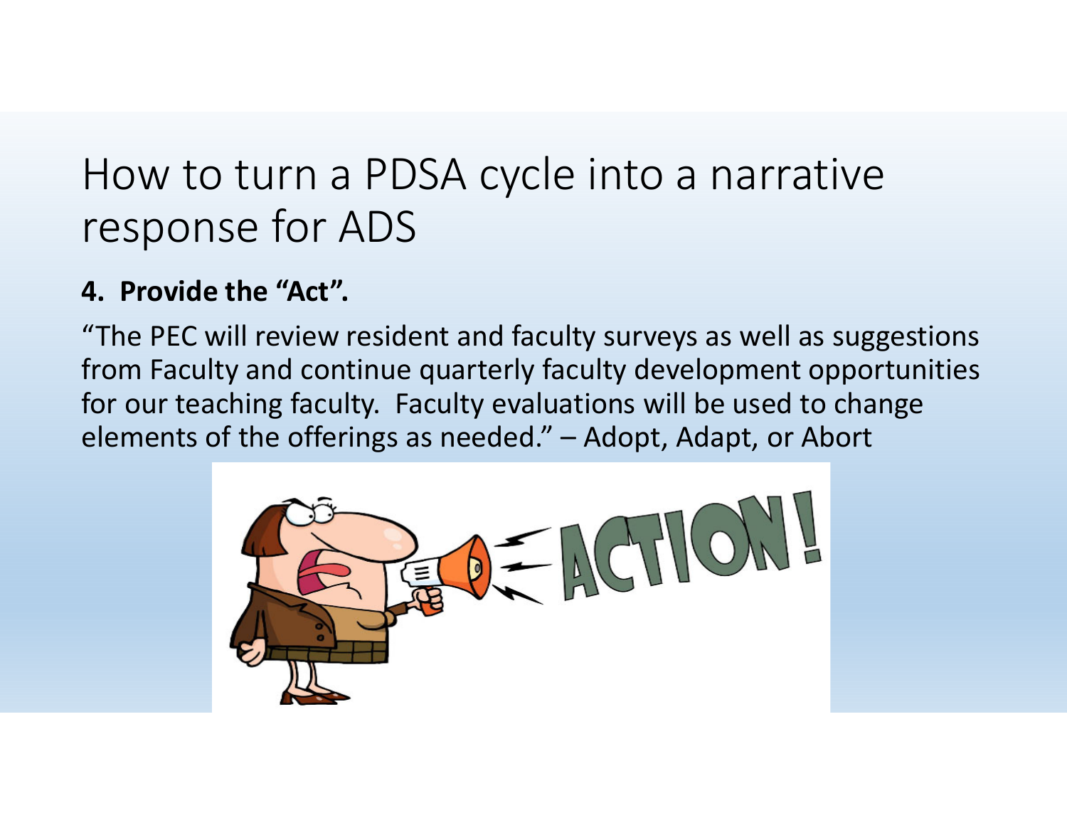# How to turn a PDSA cycle into a narrative response for ADS

**4. Provide the "Act".**

"The PEC will review resident and faculty surveys as well as suggestions from Faculty and continue quarterly faculty development opportunities for our teaching faculty. Faculty evaluations will be used to change elements of the offerings as needed." – Adopt, Adapt, or Abort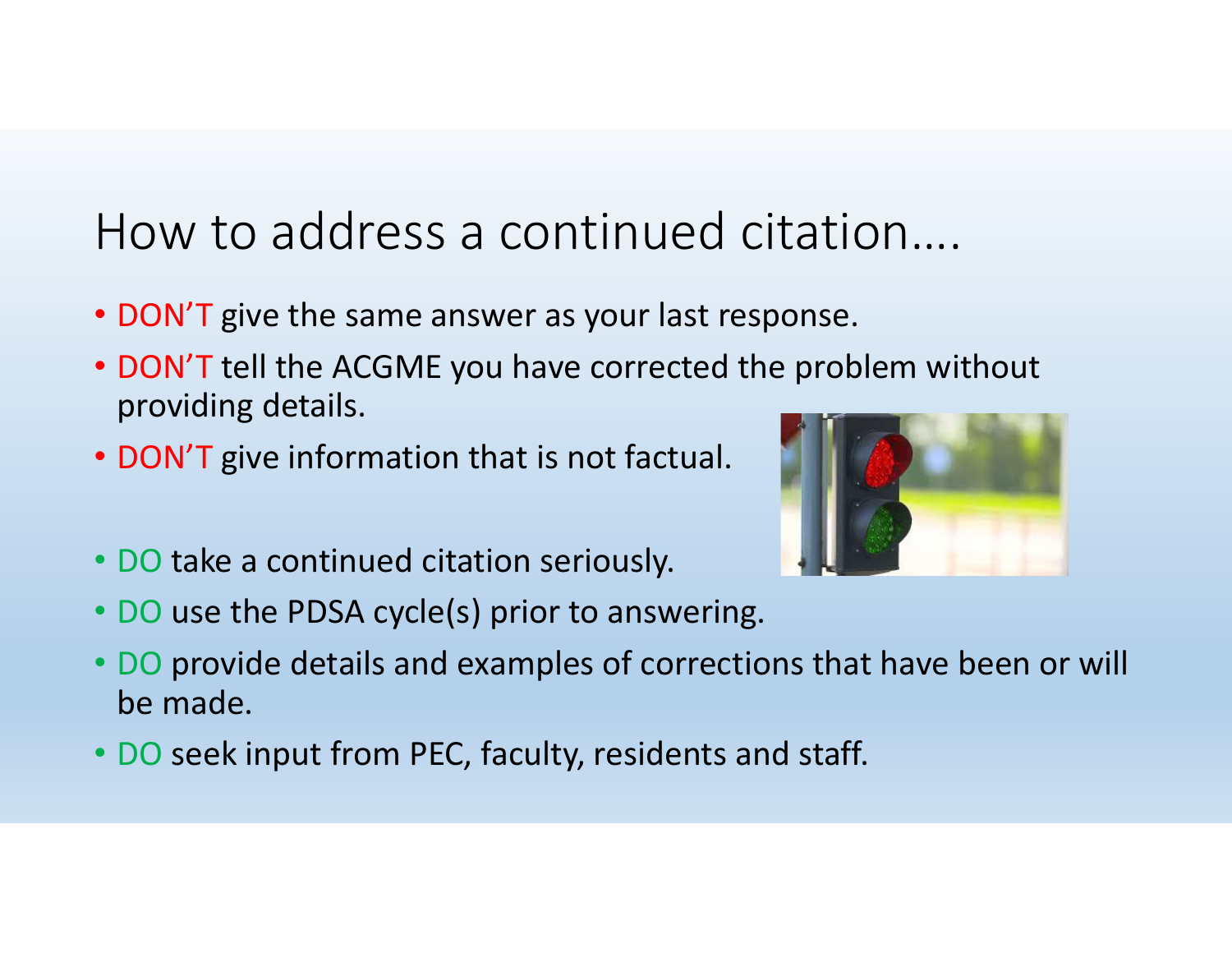# How to address a continued citation….

- DON'T give the same answer as your last response.
- DON'T tell the ACGME you have corrected the problem without providing details.
- DON'T give information that is not factual.

- DO take a continued citation seriously.
- DO use the PDSA cycle(s) prior to answering.
- DO provide details and examples of corrections that have been or will be made.
- DO seek input from PEC, faculty, residents and staff.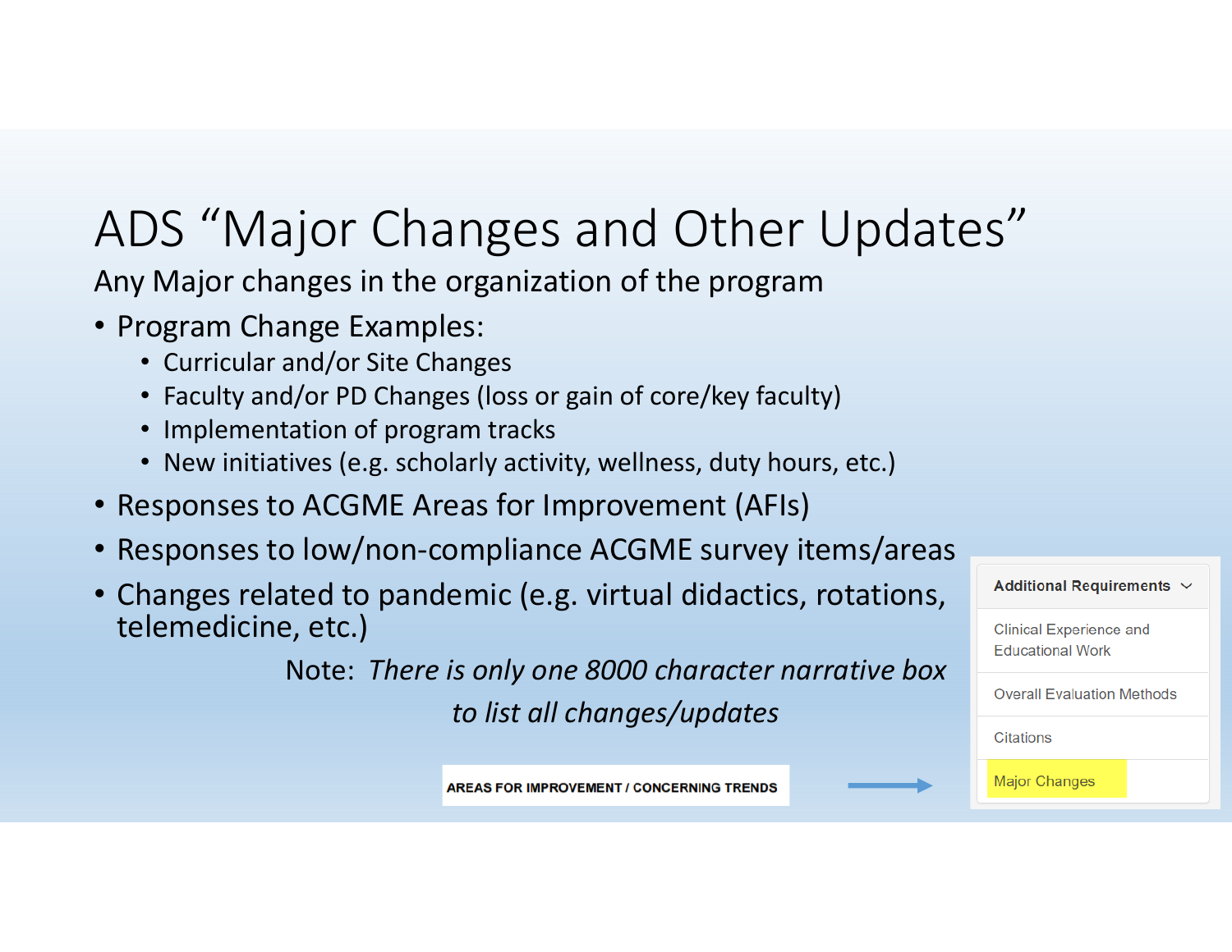# ADS "Major Changes and Other Updates"

Any Major changes in the organization of the program

- Program Change Examples:
  - Curricular and/or Site Changes
  - Faculty and/or PD Changes (loss or gain of core/key faculty)
  - Implementation of program tracks
  - New initiatives (e.g. scholarly activity, wellness, duty hours, etc.)
- Responses to ACGME Areas for Improvement (AFIs)
- Responses to low/non-compliance ACGME survey items/areas
- Changes related to pandemic (e.g. virtual didactics, rotations, telemedicine, etc.)

Note: *There is only one 8000 character narrative box to list all changes/updates*

**AREAS FOR IMPROVEMENT / CONCERNING TRENDS** →

**Additional Requirements**

- Clinical Experience and Educational Work
- Overall Evaluation Methods
- Citations
- Major Changes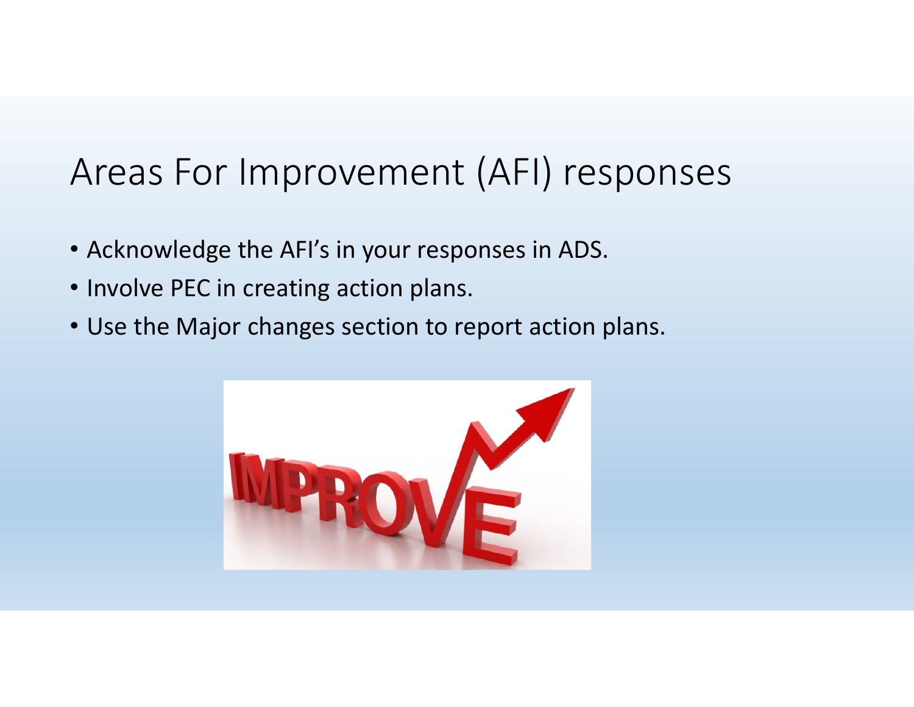# Areas For Improvement (AFI) responses

- Acknowledge the AFI's in your responses in ADS.
- Involve PEC in creating action plans.
- Use the Major changes section to report action plans.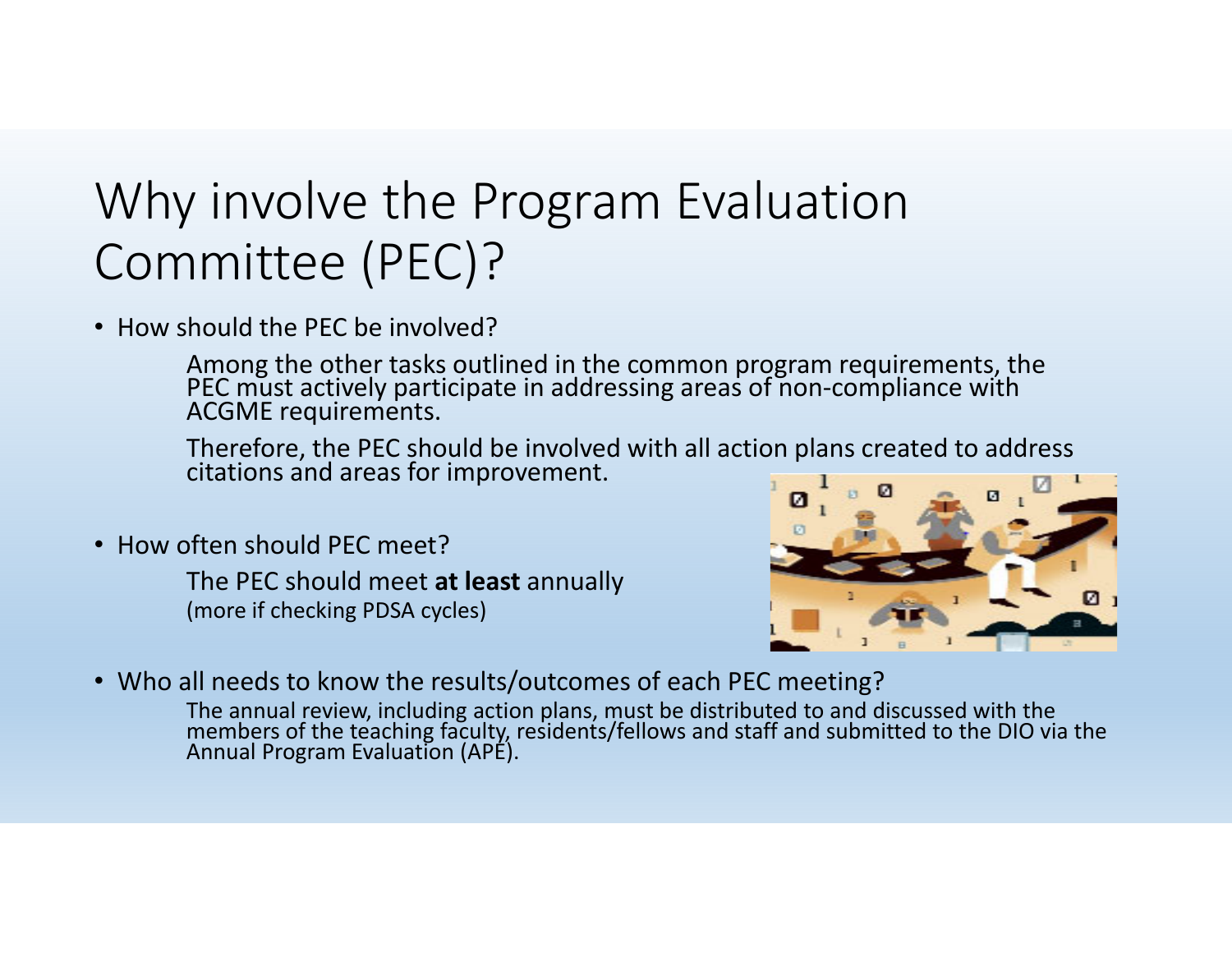# Why involve the Program Evaluation Committee (PEC)?

- How should the PEC be involved?

  Among the other tasks outlined in the common program requirements, the PEC must actively participate in addressing areas of non-compliance with ACGME requirements.

  Therefore, the PEC should be involved with all action plans created to address citations and areas for improvement.

- How often should PEC meet?

  The PEC should meet **at least** annually
  (more if checking PDSA cycles)

- Who all needs to know the results/outcomes of each PEC meeting?

  The annual review, including action plans, must be distributed to and discussed with the members of the teaching faculty, residents/fellows and staff and submitted to the DIO via the Annual Program Evaluation (APE).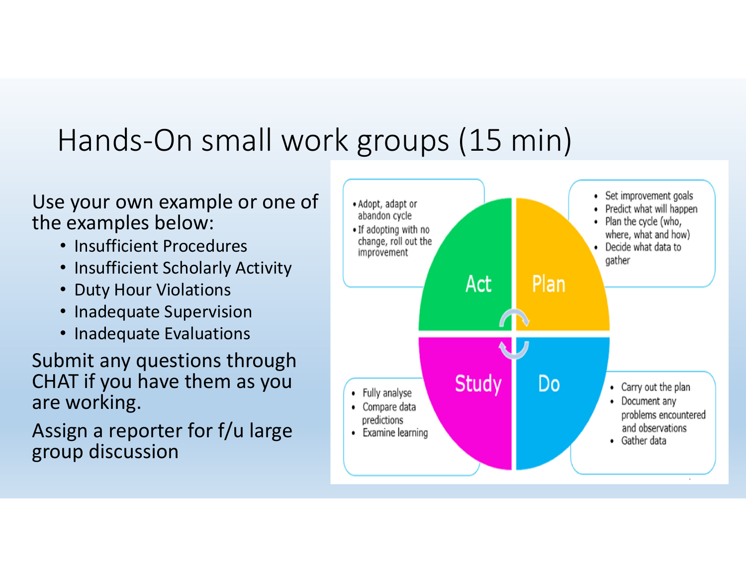# Hands-On small work groups (15 min)

Use your own example or one of the examples below:

- Insufficient Procedures
- Insufficient Scholarly Activity
- Duty Hour Violations
- Inadequate Supervision
- Inadequate Evaluations

Submit any questions through CHAT if you have them as you are working.

Assign a reporter for f/u large group discussion

**Plan**

- Set improvement goals
- Predict what will happen
- Plan the cycle (who, where, what and how)
- Decide what data to gather

**Do**

- Carry out the plan
- Document any problems encountered and observations
- Gather data

**Study**

- Fully analyse
- Compare data predictions
- Examine learning

**Act**

- Adopt, adapt or abandon cycle
- If adopting with no change, roll out the improvement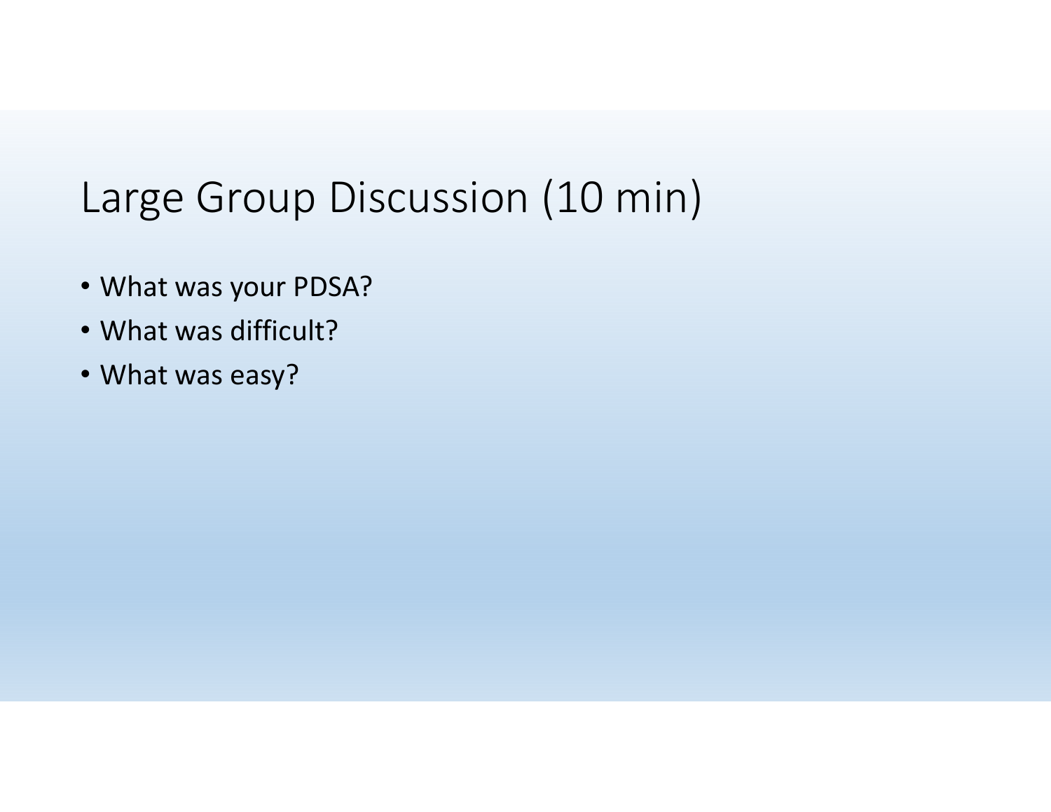# Large Group Discussion (10 min)

- What was your PDSA?
- What was difficult?
- What was easy?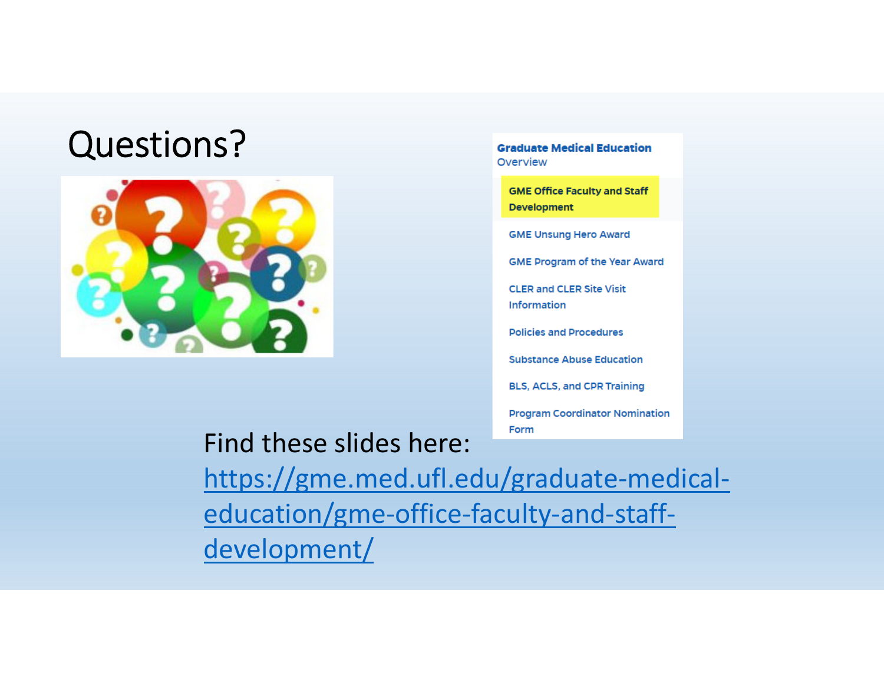# Questions?

Graduate Medical Education
Overview

- GME Office Faculty and Staff Development
- GME Unsung Hero Award
- GME Program of the Year Award
- CLER and CLER Site Visit Information
- Policies and Procedures
- Substance Abuse Education
- BLS, ACLS, and CPR Training
- Program Coordinator Nomination Form

Find these slides here: https://gme.med.ufl.edu/graduate-medical-education/gme-office-faculty-and-staff-development/